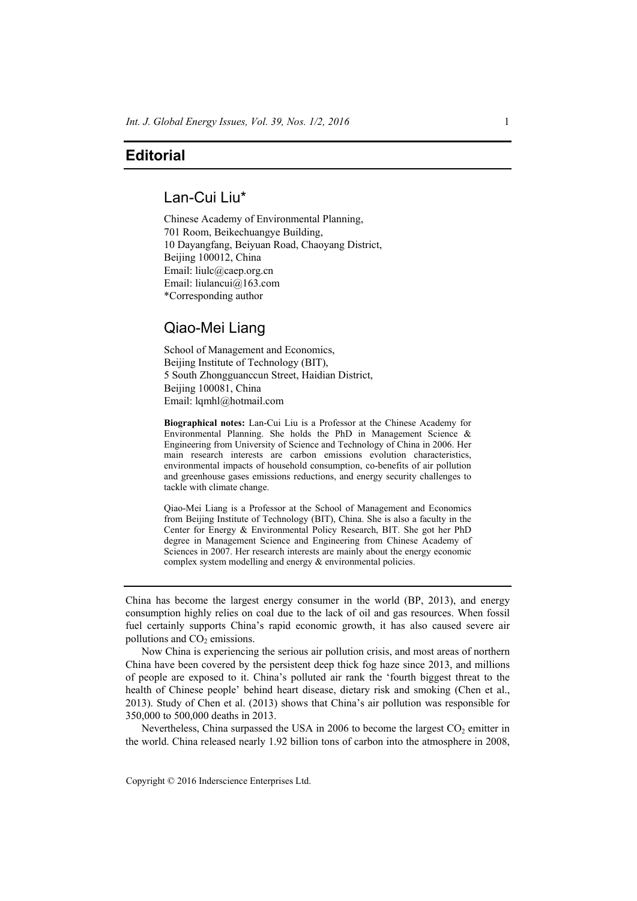# Editorial

## Lan-Cui Liu*

Chinese Academy of Environmental Planning,
701 Room, Beikechuangye Building,
10 Dayangfang, Beiyuan Road, Chaoyang District,
Beijing 100012, China
Email: liulc@caep.org.cn
Email: liulancui@163.com
*Corresponding author

## Qiao-Mei Liang

School of Management and Economics,
Beijing Institute of Technology (BIT),
5 South Zhongguanccun Street, Haidian District,
Beijing 100081, China
Email: lqmhl@hotmail.com

**Biographical notes:** Lan-Cui Liu is a Professor at the Chinese Academy for Environmental Planning. She holds the PhD in Management Science & Engineering from University of Science and Technology of China in 2006. Her main research interests are carbon emissions evolution characteristics, environmental impacts of household consumption, co-benefits of air pollution and greenhouse gases emissions reductions, and energy security challenges to tackle with climate change.

Qiao-Mei Liang is a Professor at the School of Management and Economics from Beijing Institute of Technology (BIT), China. She is also a faculty in the Center for Energy & Environmental Policy Research, BIT. She got her PhD degree in Management Science and Engineering from Chinese Academy of Sciences in 2007. Her research interests are mainly about the energy economic complex system modelling and energy & environmental policies.

---

China has become the largest energy consumer in the world (BP, 2013), and energy consumption highly relies on coal due to the lack of oil and gas resources. When fossil fuel certainly supports China's rapid economic growth, it has also caused severe air pollutions and $CO_2$ emissions.

Now China is experiencing the serious air pollution crisis, and most areas of northern China have been covered by the persistent deep thick fog haze since 2013, and millions of people are exposed to it. China's polluted air rank the 'fourth biggest threat to the health of Chinese people' behind heart disease, dietary risk and smoking (Chen et al., 2013). Study of Chen et al. (2013) shows that China's air pollution was responsible for 350,000 to 500,000 deaths in 2013.

Nevertheless, China surpassed the USA in 2006 to become the largest $CO_2$ emitter in the world. China released nearly 1.92 billion tons of carbon into the atmosphere in 2008,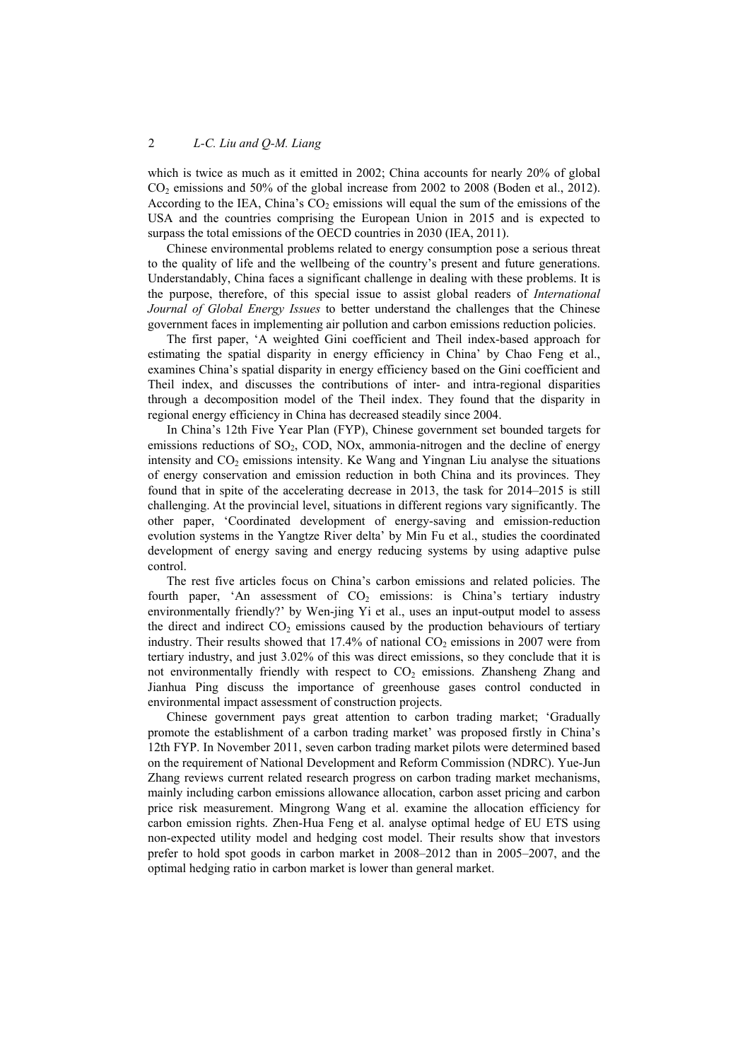which is twice as much as it emitted in 2002; China accounts for nearly 20% of global $CO_2$ emissions and 50% of the global increase from 2002 to 2008 (Boden et al., 2012). According to the IEA, China's $CO_2$ emissions will equal the sum of the emissions of the USA and the countries comprising the European Union in 2015 and is expected to surpass the total emissions of the OECD countries in 2030 (IEA, 2011).

Chinese environmental problems related to energy consumption pose a serious threat to the quality of life and the wellbeing of the country's present and future generations. Understandably, China faces a significant challenge in dealing with these problems. It is the purpose, therefore, of this special issue to assist global readers of *International Journal of Global Energy Issues* to better understand the challenges that the Chinese government faces in implementing air pollution and carbon emissions reduction policies.

The first paper, 'A weighted Gini coefficient and Theil index-based approach for estimating the spatial disparity in energy efficiency in China' by Chao Feng et al., examines China's spatial disparity in energy efficiency based on the Gini coefficient and Theil index, and discusses the contributions of inter- and intra-regional disparities through a decomposition model of the Theil index. They found that the disparity in regional energy efficiency in China has decreased steadily since 2004.

In China's 12th Five Year Plan (FYP), Chinese government set bounded targets for emissions reductions of $SO_2$, COD, NOx, ammonia-nitrogen and the decline of energy intensity and $CO_2$ emissions intensity. Ke Wang and Yingnan Liu analyse the situations of energy conservation and emission reduction in both China and its provinces. They found that in spite of the accelerating decrease in 2013, the task for 2014–2015 is still challenging. At the provincial level, situations in different regions vary significantly. The other paper, 'Coordinated development of energy-saving and emission-reduction evolution systems in the Yangtze River delta' by Min Fu et al., studies the coordinated development of energy saving and energy reducing systems by using adaptive pulse control.

The rest five articles focus on China's carbon emissions and related policies. The fourth paper, 'An assessment of $CO_2$ emissions: is China's tertiary industry environmentally friendly?' by Wen-jing Yi et al., uses an input-output model to assess the direct and indirect $CO_2$ emissions caused by the production behaviours of tertiary industry. Their results showed that 17.4% of national $CO_2$ emissions in 2007 were from tertiary industry, and just 3.02% of this was direct emissions, so they conclude that it is not environmentally friendly with respect to $CO_2$ emissions. Zhansheng Zhang and Jianhua Ping discuss the importance of greenhouse gases control conducted in environmental impact assessment of construction projects.

Chinese government pays great attention to carbon trading market; 'Gradually promote the establishment of a carbon trading market' was proposed firstly in China's 12th FYP. In November 2011, seven carbon trading market pilots were determined based on the requirement of National Development and Reform Commission (NDRC). Yue-Jun Zhang reviews current related research progress on carbon trading market mechanisms, mainly including carbon emissions allowance allocation, carbon asset pricing and carbon price risk measurement. Mingrong Wang et al. examine the allocation efficiency for carbon emission rights. Zhen-Hua Feng et al. analyse optimal hedge of EU ETS using non-expected utility model and hedging cost model. Their results show that investors prefer to hold spot goods in carbon market in 2008–2012 than in 2005–2007, and the optimal hedging ratio in carbon market is lower than general market.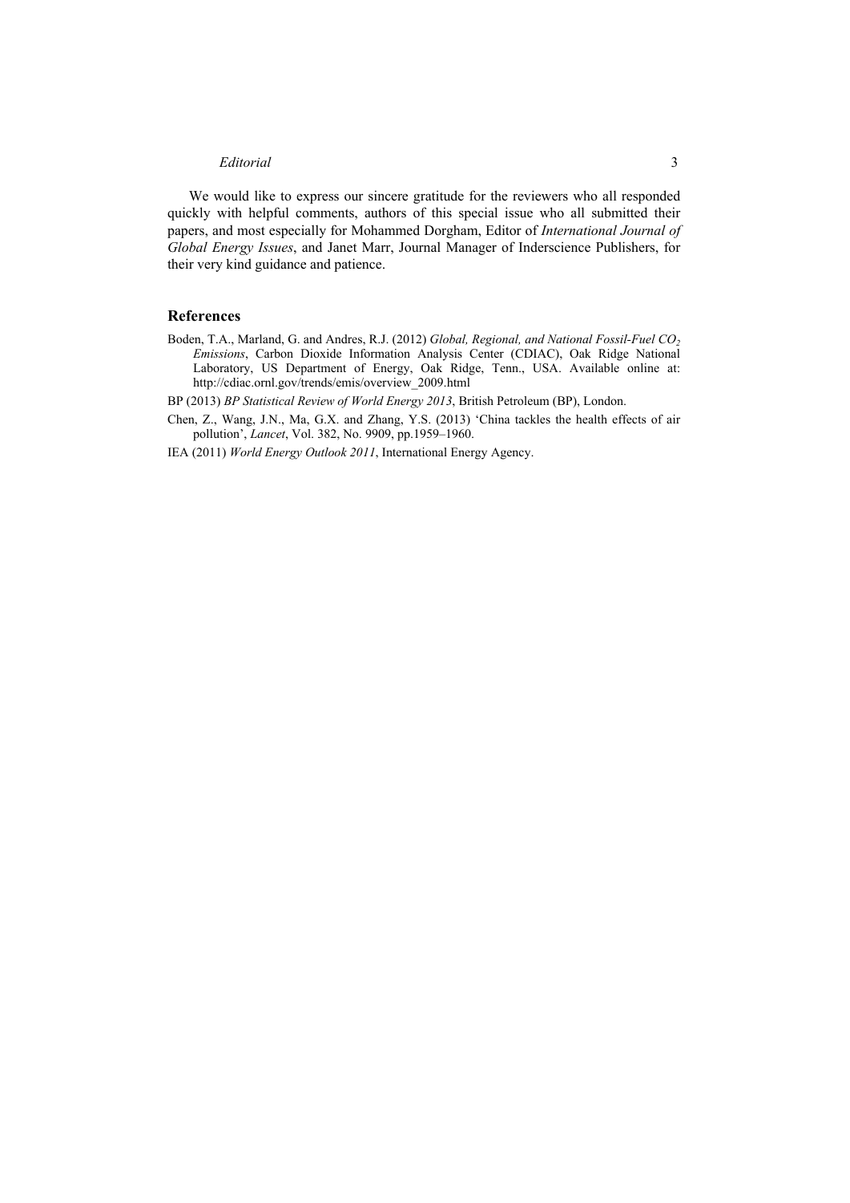We would like to express our sincere gratitude for the reviewers who all responded quickly with helpful comments, authors of this special issue who all submitted their papers, and most especially for Mohammed Dorgham, Editor of *International Journal of Global Energy Issues*, and Janet Marr, Journal Manager of Inderscience Publishers, for their very kind guidance and patience.

## References

Boden, T.A., Marland, G. and Andres, R.J. (2012) *Global, Regional, and National Fossil-Fuel $CO_2$ Emissions*, Carbon Dioxide Information Analysis Center (CDIAC), Oak Ridge National Laboratory, US Department of Energy, Oak Ridge, Tenn., USA. Available online at: http://cdiac.ornl.gov/trends/emis/overview_2009.html

BP (2013) *BP Statistical Review of World Energy 2013*, British Petroleum (BP), London.

Chen, Z., Wang, J.N., Ma, G.X. and Zhang, Y.S. (2013) 'China tackles the health effects of air pollution', *Lancet*, Vol. 382, No. 9909, pp.1959–1960.

IEA (2011) *World Energy Outlook 2011*, International Energy Agency.